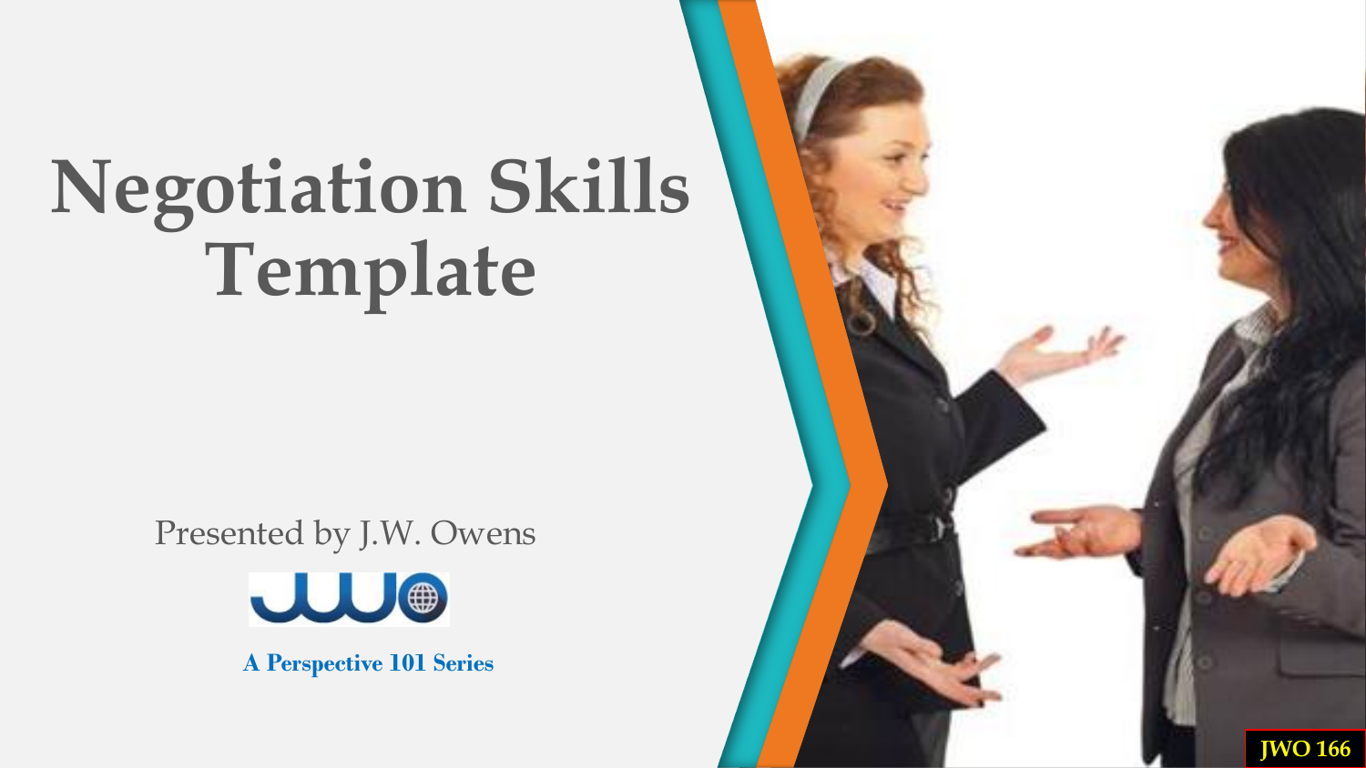# Negotiation Skills Template

Presented by J.W. Owens

**A Perspective 101 Series**

JWO 166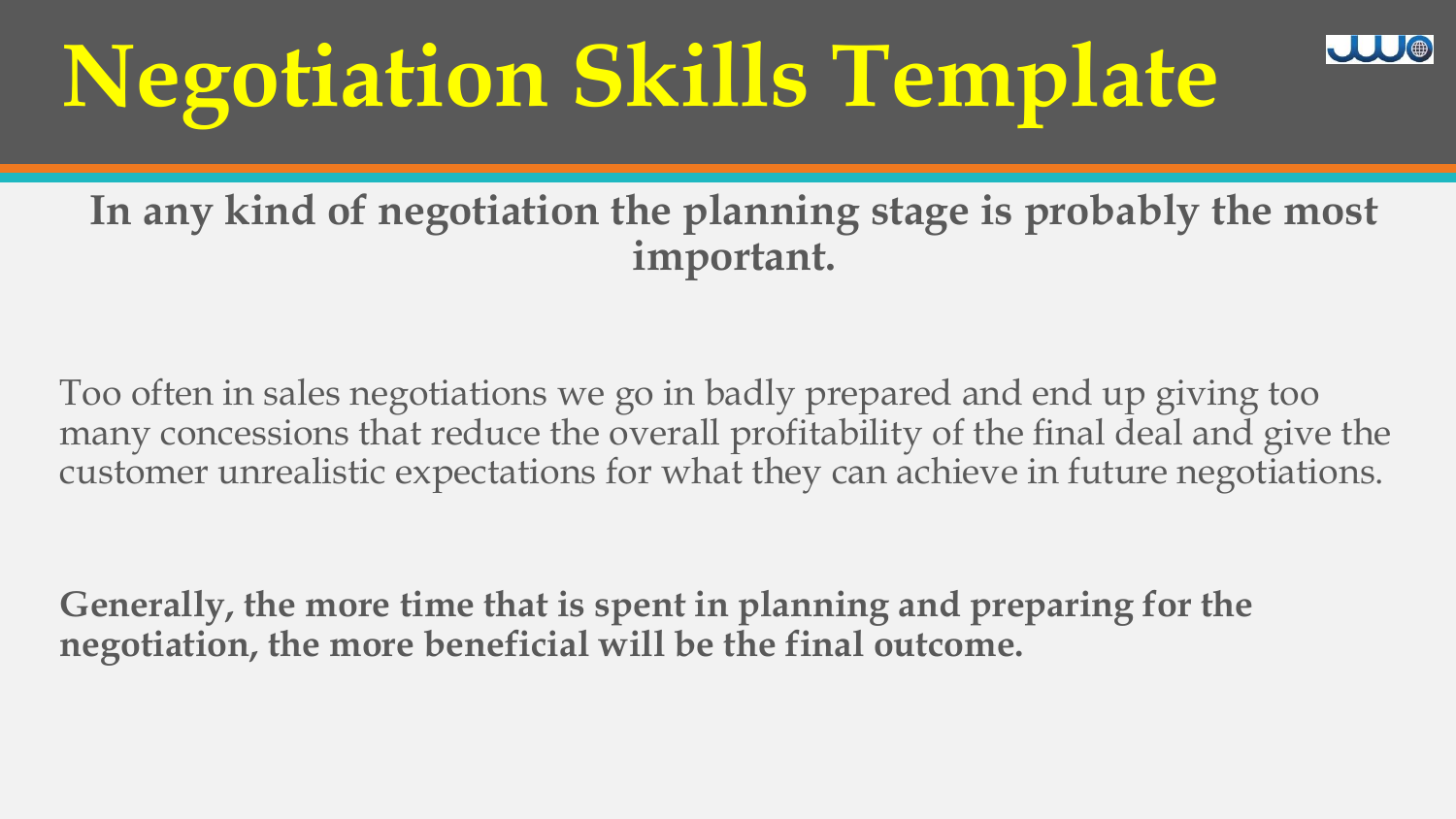# Negotiation Skills Template

**In any kind of negotiation the planning stage is probably the most important.**

Too often in sales negotiations we go in badly prepared and end up giving too many concessions that reduce the overall profitability of the final deal and give the customer unrealistic expectations for what they can achieve in future negotiations.

**Generally, the more time that is spent in planning and preparing for the negotiation, the more beneficial will be the final outcome.**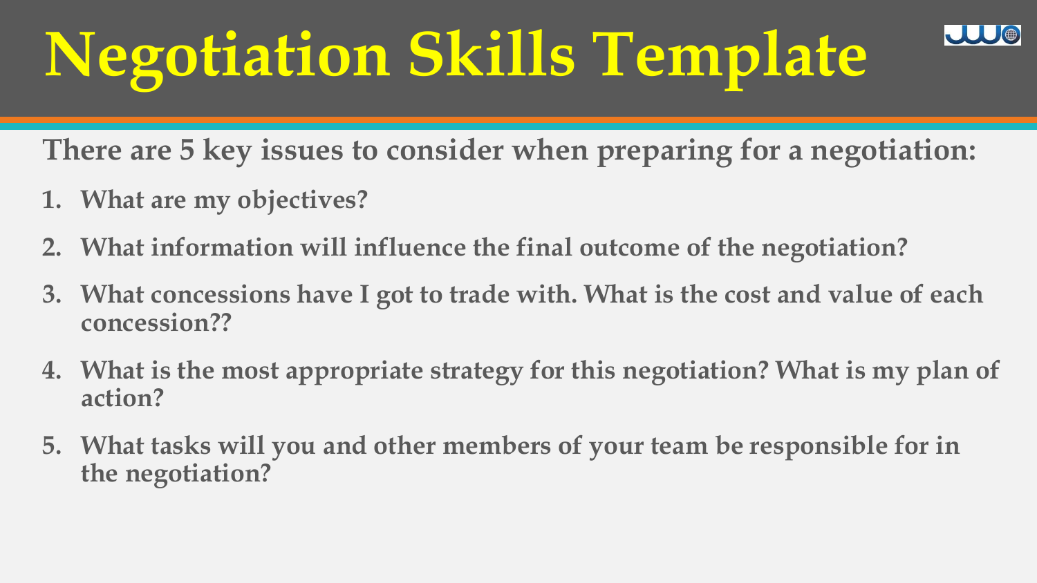# Negotiation Skills Template

**There are 5 key issues to consider when preparing for a negotiation:**

1. **What are my objectives?**
2. **What information will influence the final outcome of the negotiation?**
3. **What concessions have I got to trade with. What is the cost and value of each concession??**
4. **What is the most appropriate strategy for this negotiation? What is my plan of action?**
5. **What tasks will you and other members of your team be responsible for in the negotiation?**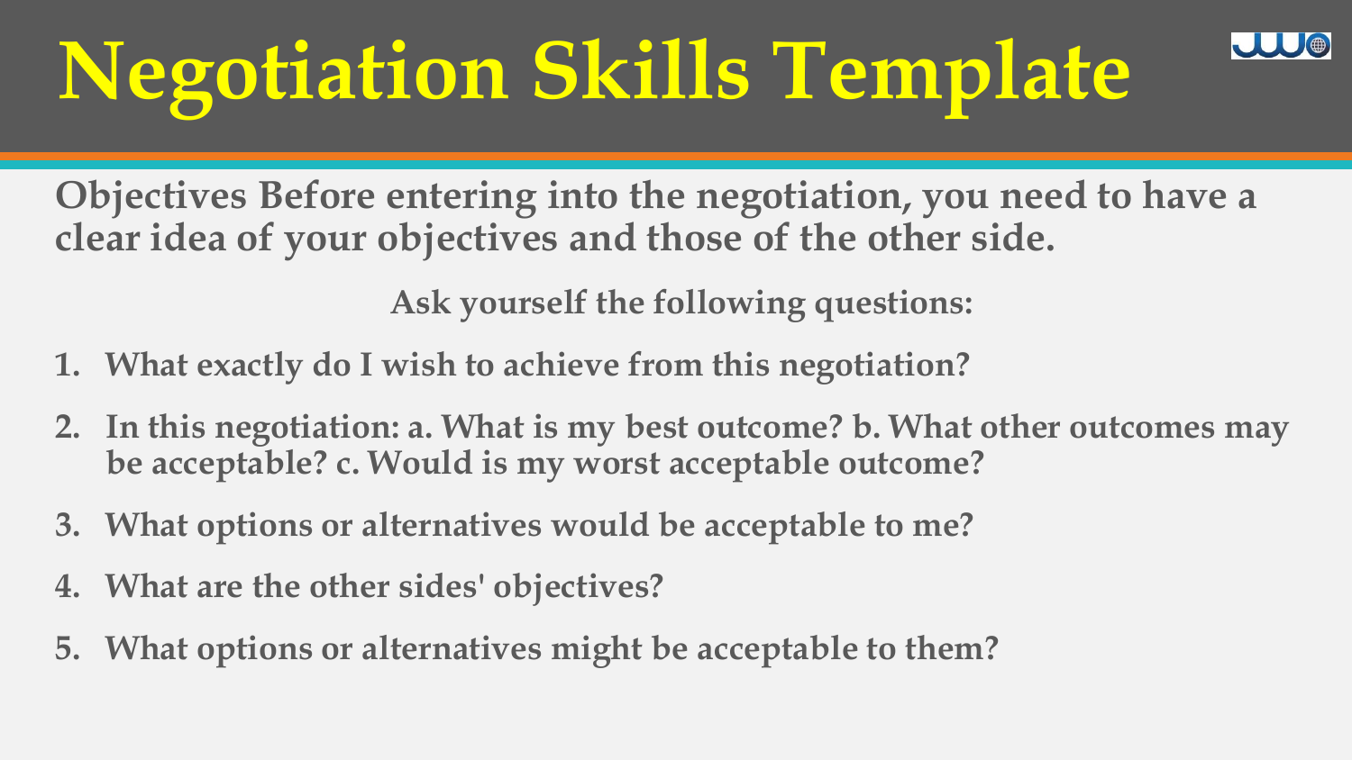# Negotiation Skills Template

**Objectives Before entering into the negotiation, you need to have a clear idea of your objectives and those of the other side.**

**Ask yourself the following questions:**

1. **What exactly do I wish to achieve from this negotiation?**
2. **In this negotiation: a. What is my best outcome? b. What other outcomes may be acceptable? c. Would is my worst acceptable outcome?**
3. **What options or alternatives would be acceptable to me?**
4. **What are the other sides' objectives?**
5. **What options or alternatives might be acceptable to them?**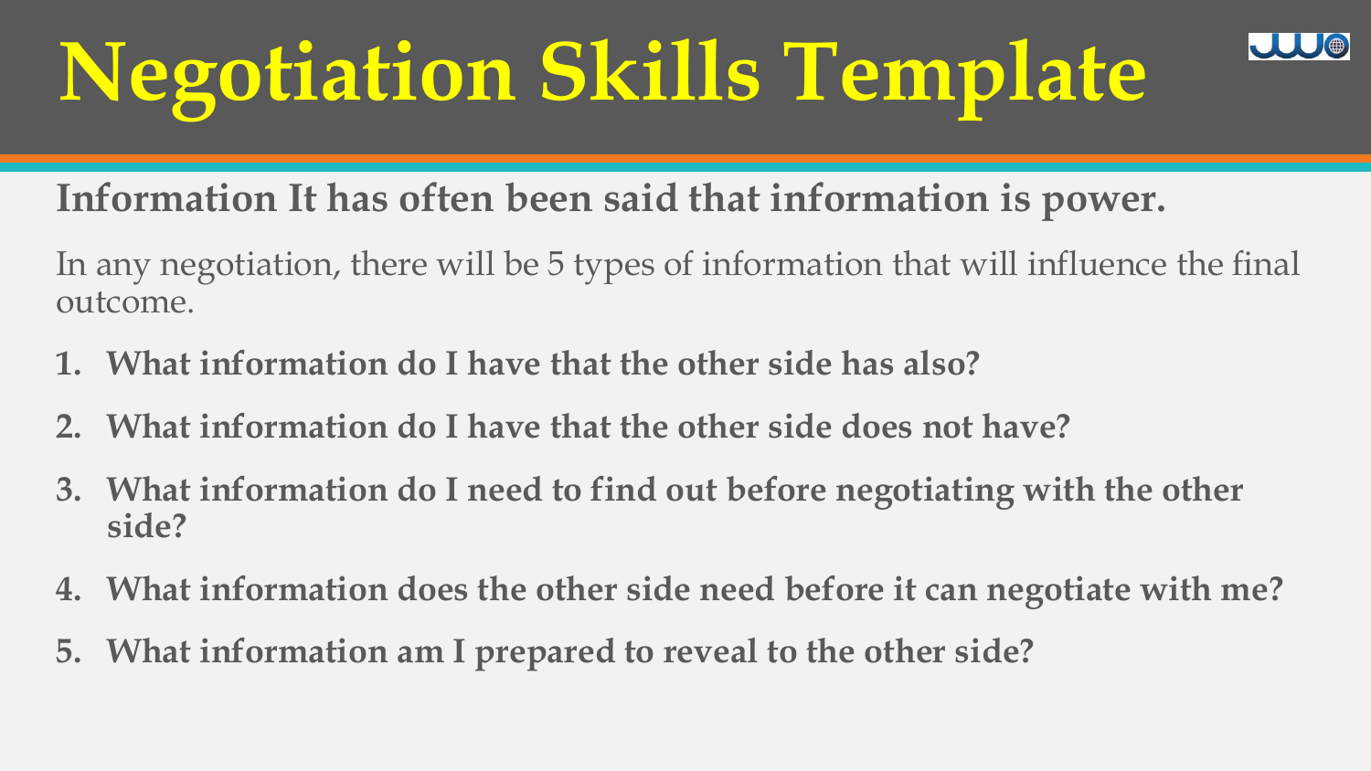# Negotiation Skills Template

**Information It has often been said that information is power.**

In any negotiation, there will be 5 types of information that will influence the final outcome.

1. **What information do I have that the other side has also?**
2. **What information do I have that the other side does not have?**
3. **What information do I need to find out before negotiating with the other side?**
4. **What information does the other side need before it can negotiate with me?**
5. **What information am I prepared to reveal to the other side?**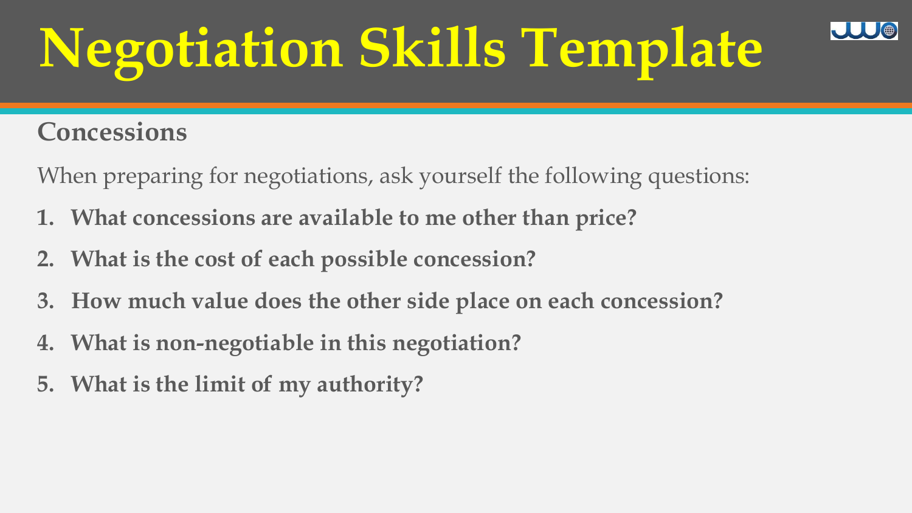# Negotiation Skills Template

## Concessions

When preparing for negotiations, ask yourself the following questions:

1. **What concessions are available to me other than price?**
2. **What is the cost of each possible concession?**
3. **How much value does the other side place on each concession?**
4. **What is non-negotiable in this negotiation?**
5. **What is the limit of my authority?**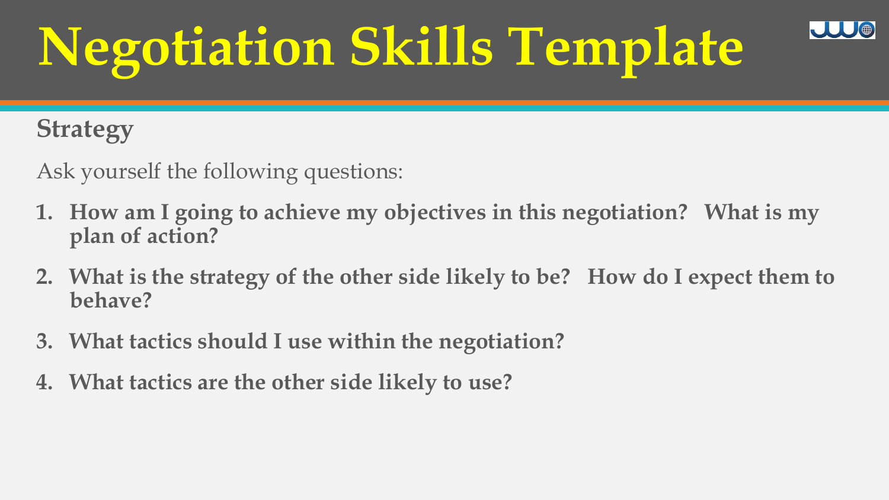# Negotiation Skills Template

## Strategy

Ask yourself the following questions:

1. **How am I going to achieve my objectives in this negotiation? What is my plan of action?**
2. **What is the strategy of the other side likely to be? How do I expect them to behave?**
3. **What tactics should I use within the negotiation?**
4. **What tactics are the other side likely to use?**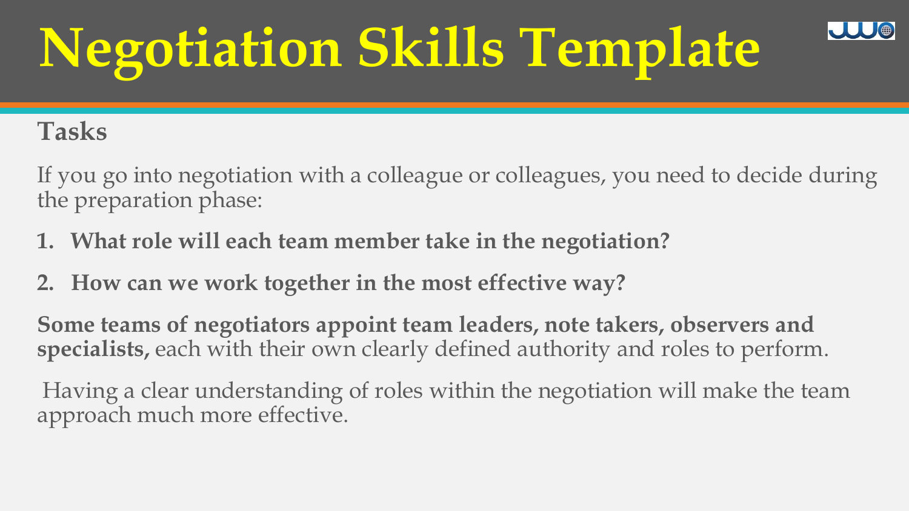# Negotiation Skills Template

## Tasks

If you go into negotiation with a colleague or colleagues, you need to decide during the preparation phase:

1. **What role will each team member take in the negotiation?**
2. **How can we work together in the most effective way?**

**Some teams of negotiators appoint team leaders, note takers, observers and specialists,** each with their own clearly defined authority and roles to perform.

Having a clear understanding of roles within the negotiation will make the team approach much more effective.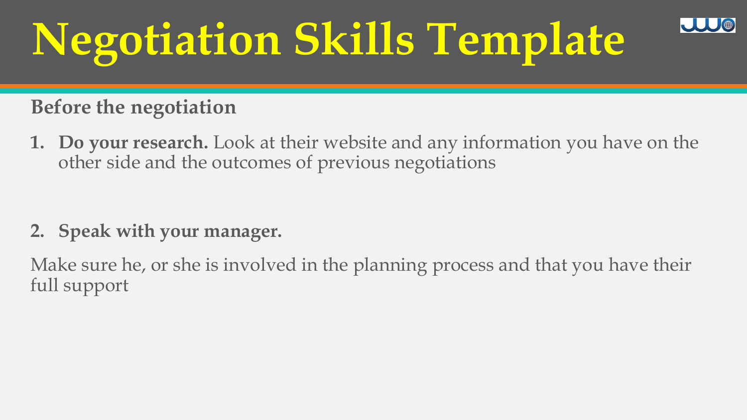# Negotiation Skills Template

**Before the negotiation**

1. **Do your research.** Look at their website and any information you have on the other side and the outcomes of previous negotiations

2. **Speak with your manager.**

Make sure he, or she is involved in the planning process and that you have their full support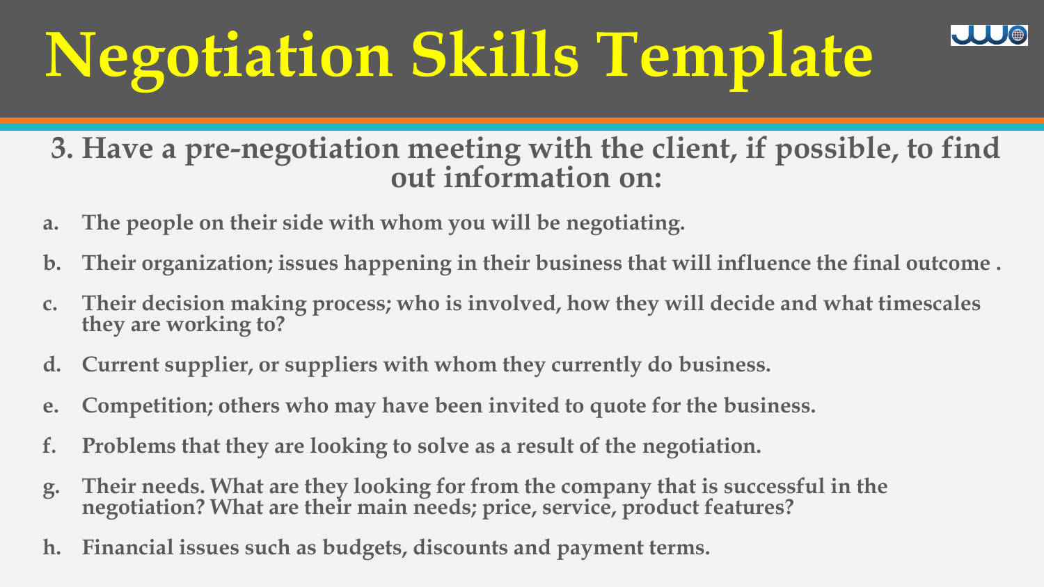# Negotiation Skills Template

## 3. Have a pre-negotiation meeting with the client, if possible, to find out information on:

a. **The people on their side with whom you will be negotiating.**

b. **Their organization; issues happening in their business that will influence the final outcome .**

c. **Their decision making process; who is involved, how they will decide and what timescales they are working to?**

d. **Current supplier, or suppliers with whom they currently do business.**

e. **Competition; others who may have been invited to quote for the business.**

f. **Problems that they are looking to solve as a result of the negotiation.**

g. **Their needs. What are they looking for from the company that is successful in the negotiation? What are their main needs; price, service, product features?**

h. **Financial issues such as budgets, discounts and payment terms.**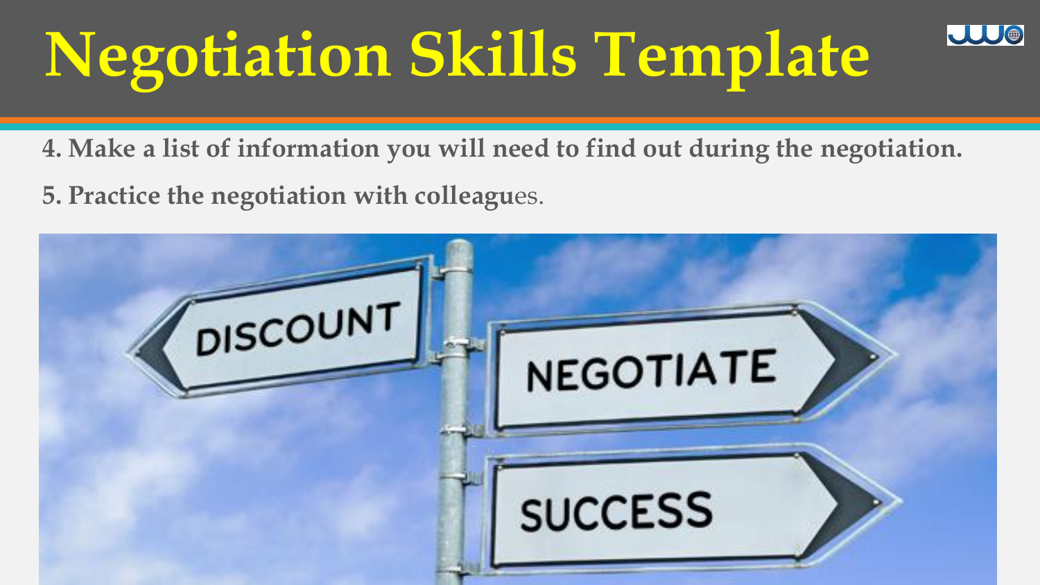# Negotiation Skills Template

**4. Make a list of information you will need to find out during the negotiation.**

**5. Practice the negotiation with colleagues.**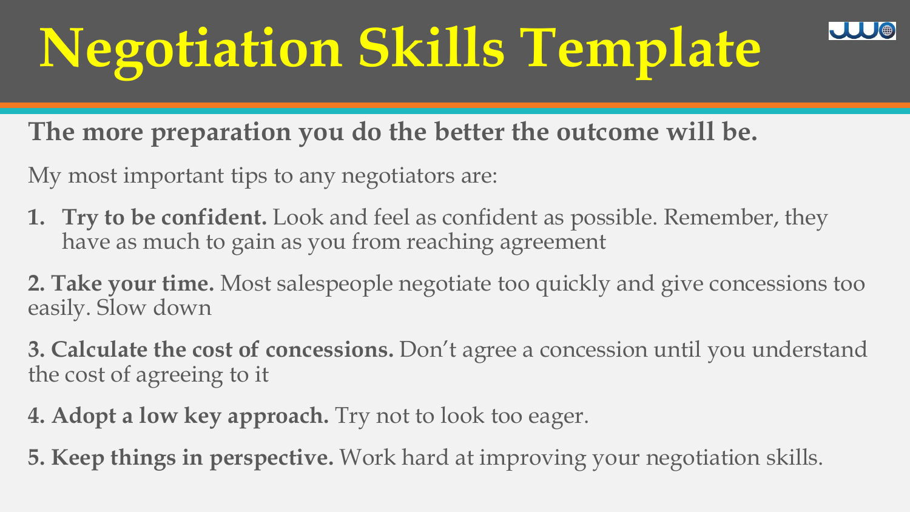# Negotiation Skills Template

**The more preparation you do the better the outcome will be.**

My most important tips to any negotiators are:

1. **Try to be confident.** Look and feel as confident as possible. Remember, they have as much to gain as you from reaching agreement

**2. Take your time.** Most salespeople negotiate too quickly and give concessions too easily. Slow down

**3. Calculate the cost of concessions.** Don't agree a concession until you understand the cost of agreeing to it

**4. Adopt a low key approach.** Try not to look too eager.

**5. Keep things in perspective.** Work hard at improving your negotiation skills.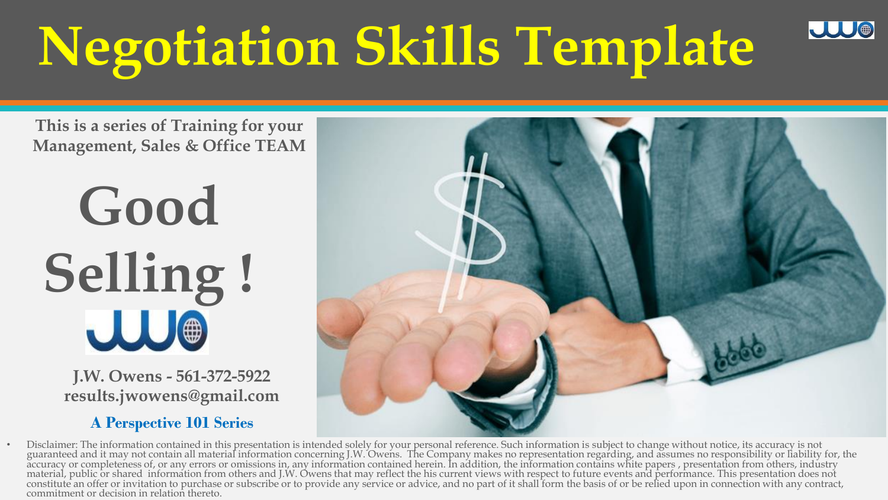# Negotiation Skills Template

This is a series of Training for your Management, Sales & Office TEAM

**Good Selling !**

**J.W. Owens - 561-372-5922**
**results.jwowens@gmail.com**

**A Perspective 101 Series**

- Disclaimer: The information contained in this presentation is intended solely for your personal reference. Such information is subject to change without notice, its accuracy is not guaranteed and it may not contain all material information concerning J.W. Owens. The Company makes no representation regarding, and assumes no responsibility or liability for, the accuracy or completeness of, or any errors or omissions in, any information contained herein. In addition, the information contains white papers , presentation from others, industry material, public or shared information from others and J.W. Owens that may reflect the his current views with respect to future events and performance. This presentation does not constitute an offer or invitation to purchase or subscribe or to provide any service or advice, and no part of it shall form the basis of or be relied upon in connection with any contract, commitment or decision in relation thereto.